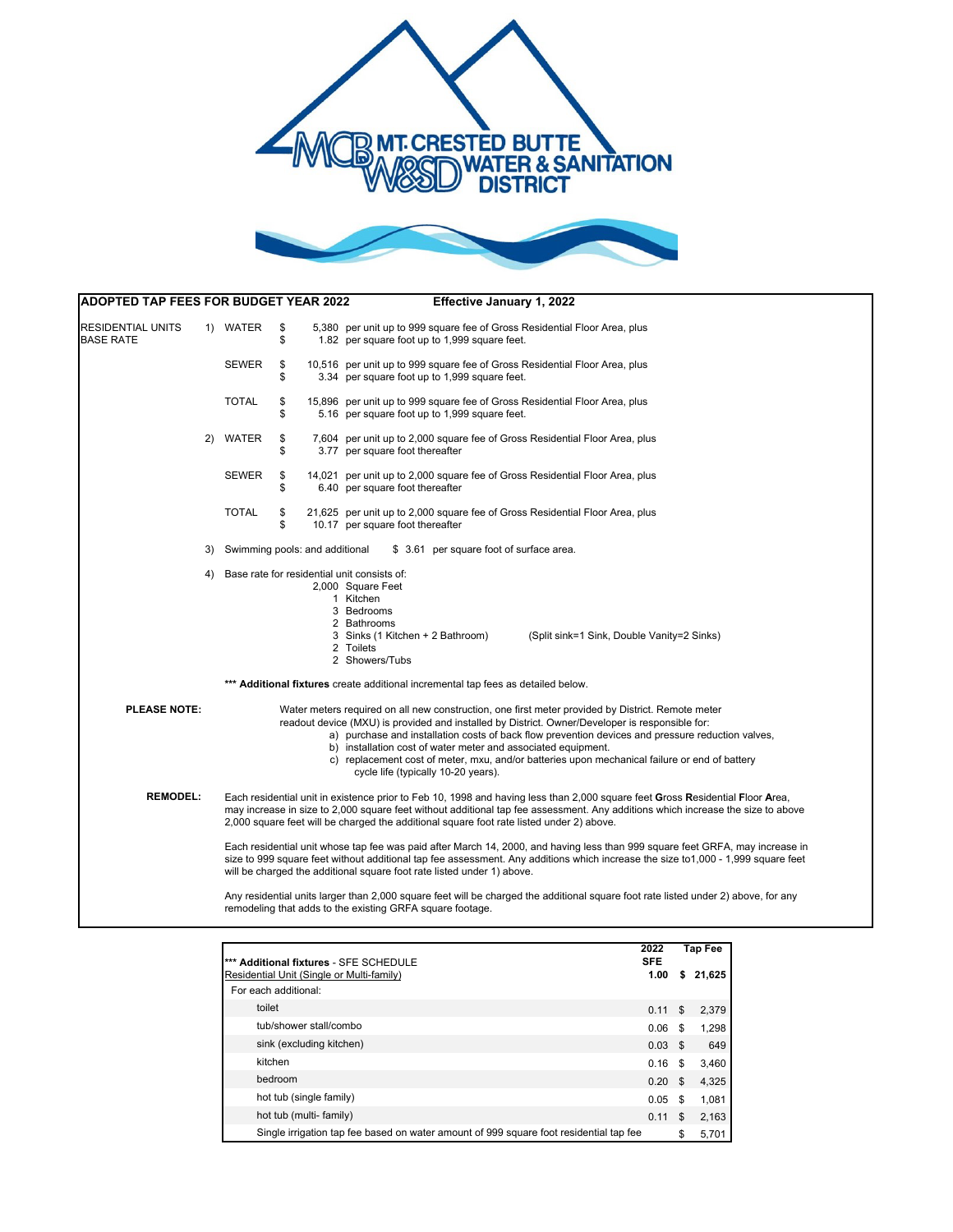# MT. CRESTED BUTTE WATER & SANITATION DISTRICT

## ADOPTED TAP FEES FOR BUDGET YEAR 2022 — Effective January 1, 2022

**RESIDENTIAL UNITS BASE RATE**

1) WATER
- $ 5,380 per unit up to 999 square fee of Gross Residential Floor Area, plus
- $ 1.82 per square foot up to 1,999 square feet.

SEWER
- $ 10,516 per unit up to 999 square fee of Gross Residential Floor Area, plus
- $ 3.34 per square foot up to 1,999 square feet.

TOTAL
- $ 15,896 per unit up to 999 square fee of Gross Residential Floor Area, plus
- $ 5.16 per square foot up to 1,999 square feet.

2) WATER
- $ 7,604 per unit up to 2,000 square fee of Gross Residential Floor Area, plus
- $ 3.77 per square foot thereafter

SEWER
- $ 14,021 per unit up to 2,000 square fee of Gross Residential Floor Area, plus
- $ 6.40 per square foot thereafter

TOTAL
- $ 21,625 per unit up to 2,000 square fee of Gross Residential Floor Area, plus
- $ 10.17 per square foot thereafter

3) Swimming pools: and additional $ 3.61 per square foot of surface area.

4) Base rate for residential unit consists of:
- 2,000 Square Feet
- 1 Kitchen
- 3 Bedrooms
- 2 Bathrooms
- 3 Sinks (1 Kitchen + 2 Bathroom) (Split sink=1 Sink, Double Vanity=2 Sinks)
- 2 Toilets
- 2 Showers/Tubs

*** **Additional fixtures** create additional incremental tap fees as detailed below.

**PLEASE NOTE:** Water meters required on all new construction, one first meter provided by District. Remote meter readout device (MXU) is provided and installed by District. Owner/Developer is responsible for:
- a) purchase and installation costs of back flow prevention devices and pressure reduction valves,
- b) installation cost of water meter and associated equipment.
- c) replacement cost of meter, mxu, and/or batteries upon mechanical failure or end of battery cycle life (typically 10-20 years).

**REMODEL:** Each residential unit in existence prior to Feb 10, 1998 and having less than 2,000 square feet **G**ross **R**esidential **F**loor **A**rea, may increase in size to 2,000 square feet without additional tap fee assessment. Any additions which increase the size to above 2,000 square feet will be charged the additional square foot rate listed under 2) above.

Each residential unit whose tap fee was paid after March 14, 2000, and having less than 999 square feet GRFA, may increase in size to 999 square feet without additional tap fee assessment. Any additions which increase the size to1,000 - 1,999 square feet will be charged the additional square foot rate listed under 1) above.

Any residential units larger than 2,000 square feet will be charged the additional square foot rate listed under 2) above, for any remodeling that adds to the existing GRFA square footage.

| *** **Additional fixtures** - SFE SCHEDULE<br>Residential Unit (Single or Multi-family) | 2022 SFE<br>1.00 | Tap Fee<br>$ 21,625 |
|---|---|---|
| For each additional: | | |
| toilet | 0.11 | $ 2,379 |
| tub/shower stall/combo | 0.06 | $ 1,298 |
| sink (excluding kitchen) | 0.03 | $ 649 |
| kitchen | 0.16 | $ 3,460 |
| bedroom | 0.20 | $ 4,325 |
| hot tub (single family) | 0.05 | $ 1,081 |
| hot tub (multi- family) | 0.11 | $ 2,163 |
| Single irrigation tap fee based on water amount of 999 square foot residential tap fee | | $ 5,701 |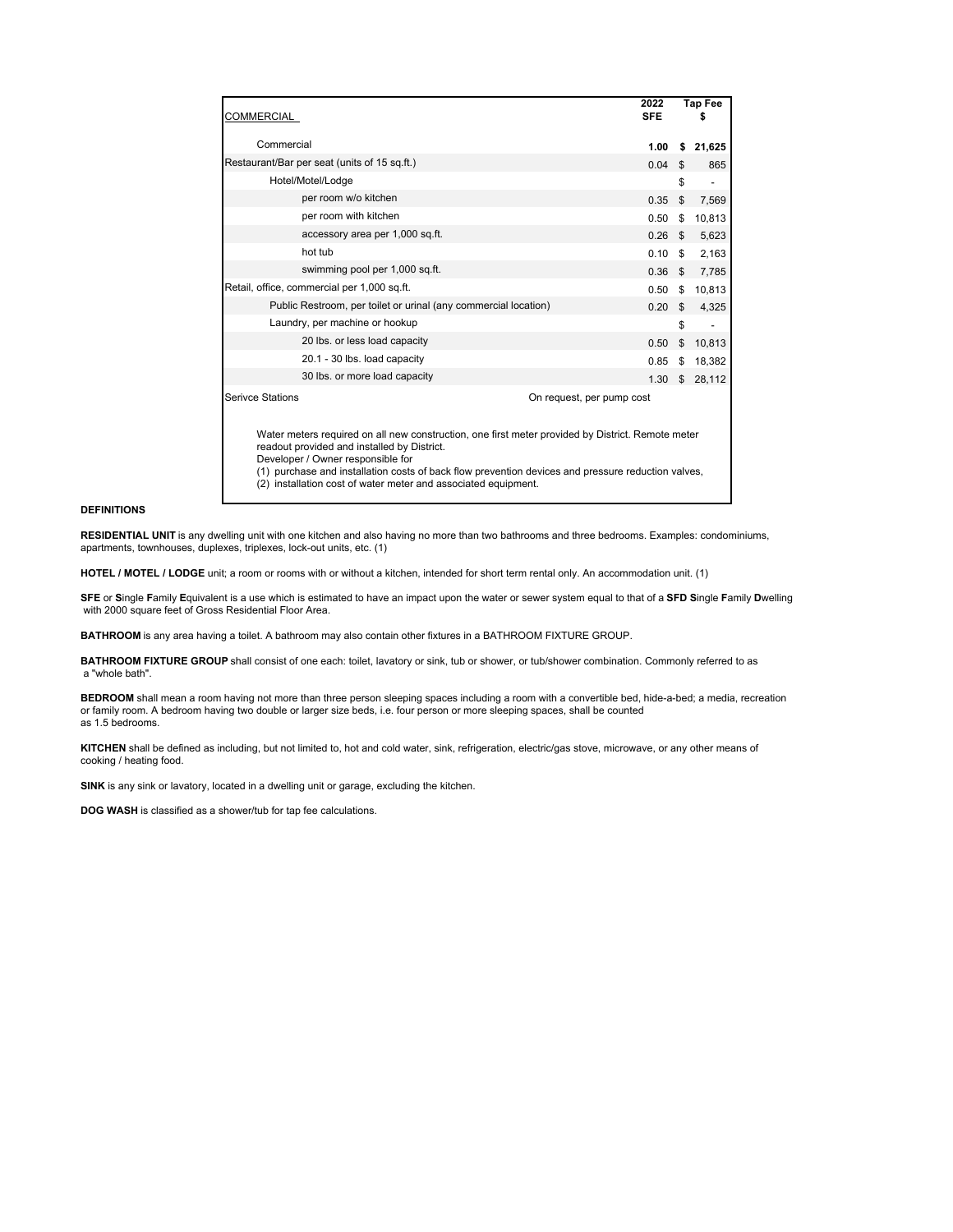| COMMERCIAL | 2022 SFE | Tap Fee $ |
|---|---|---|
| Commercial | **1.00** | **$ 21,625** |
| Restaurant/Bar per seat (units of 15 sq.ft.) | 0.04 | $ 865 |
| Hotel/Motel/Lodge | | $ - |
| per room w/o kitchen | 0.35 | $ 7,569 |
| per room with kitchen | 0.50 | $ 10,813 |
| accessory area per 1,000 sq.ft. | 0.26 | $ 5,623 |
| hot tub | 0.10 | $ 2,163 |
| swimming pool per 1,000 sq.ft. | 0.36 | $ 7,785 |
| Retail, office, commercial per 1,000 sq.ft. | 0.50 | $ 10,813 |
| Public Restroom, per toilet or urinal (any commercial location) | 0.20 | $ 4,325 |
| Laundry, per machine or hookup | | $ - |
| 20 lbs. or less load capacity | 0.50 | $ 10,813 |
| 20.1 - 30 lbs. load capacity | 0.85 | $ 18,382 |
| 30 lbs. or more load capacity | 1.30 | $ 28,112 |
| Serivce Stations | On request, per pump cost | |

Water meters required on all new construction, one first meter provided by District. Remote meter readout provided and installed by District.
Developer / Owner responsible for
(1) purchase and installation costs of back flow prevention devices and pressure reduction valves,
(2) installation cost of water meter and associated equipment.

**DEFINITIONS**

**RESIDENTIAL UNIT** is any dwelling unit with one kitchen and also having no more than two bathrooms and three bedrooms. Examples: condominiums, apartments, townhouses, duplexes, triplexes, lock-out units, etc. (1)

**HOTEL / MOTEL / LODGE** unit; a room or rooms with or without a kitchen, intended for short term rental only. An accommodation unit. (1)

**SFE** or **S**ingle **F**amily **E**quivalent is a use which is estimated to have an impact upon the water or sewer system equal to that of a **SFD S**ingle **F**amily **D**welling with 2000 square feet of Gross Residential Floor Area.

**BATHROOM** is any area having a toilet. A bathroom may also contain other fixtures in a BATHROOM FIXTURE GROUP.

**BATHROOM FIXTURE GROUP** shall consist of one each: toilet, lavatory or sink, tub or shower, or tub/shower combination. Commonly referred to as a "whole bath".

**BEDROOM** shall mean a room having not more than three person sleeping spaces including a room with a convertible bed, hide-a-bed; a media, recreation or family room. A bedroom having two double or larger size beds, i.e. four person or more sleeping spaces, shall be counted as 1.5 bedrooms.

**KITCHEN** shall be defined as including, but not limited to, hot and cold water, sink, refrigeration, electric/gas stove, microwave, or any other means of cooking / heating food.

**SINK** is any sink or lavatory, located in a dwelling unit or garage, excluding the kitchen.

**DOG WASH** is classified as a shower/tub for tap fee calculations.